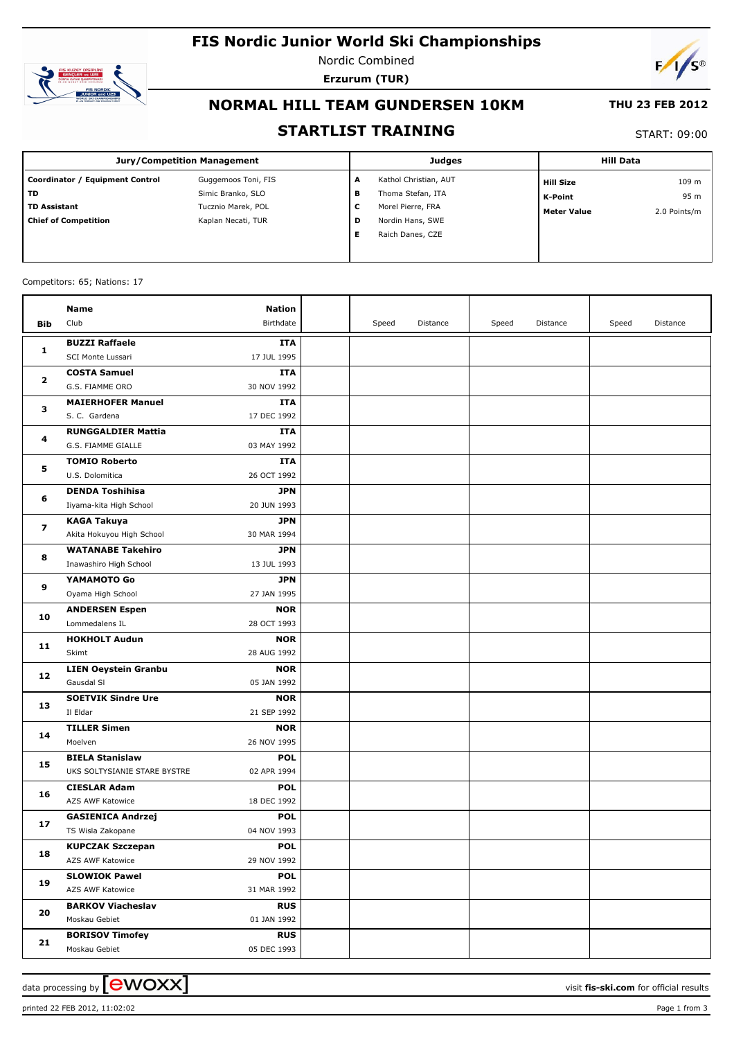# FIS Nordic Junior World Ski Championships

Nordic Combined

**Erzurum (TUR)**

## NORMAL HILL TEAM GUNDERSEN 10KM

**THU 23 FEB 2012**

## STARTLIST TRAINING

START: 09:00

| Jury/Competition Management | | Judges | | Hill Data | |
|---|---|---|---|---|---|
| **Coordinator / Equipment Control** | Guggemoos Toni, FIS | **A** | Kathol Christian, AUT | **Hill Size** | 109 m |
| **TD** | Simic Branko, SLO | **B** | Thoma Stefan, ITA | **K-Point** | 95 m |
| **TD Assistant** | Tucznio Marek, POL | **C** | Morel Pierre, FRA | **Meter Value** | 2.0 Points/m |
| **Chief of Competition** | Kaplan Necati, TUR | **D** | Nordin Hans, SWE | | |
| | | **E** | Raich Danes, CZE | | |

Competitors: 65; Nations: 17

| Bib | Name / Club | Nation / Birthdate | | Speed | Distance | Speed | Distance | Speed | Distance |
|---|---|---|---|---|---|---|---|---|---|
| **1** | **BUZZI Raffaele**<br>SCI Monte Lussari | **ITA**<br>17 JUL 1995 | | | | | | | |
| **2** | **COSTA Samuel**<br>G.S. FIAMME ORO | **ITA**<br>30 NOV 1992 | | | | | | | |
| **3** | **MAIERHOFER Manuel**<br>S. C. Gardena | **ITA**<br>17 DEC 1992 | | | | | | | |
| **4** | **RUNGGALDIER Mattia**<br>G.S. FIAMME GIALLE | **ITA**<br>03 MAY 1992 | | | | | | | |
| **5** | **TOMIO Roberto**<br>U.S. Dolomitica | **ITA**<br>26 OCT 1992 | | | | | | | |
| **6** | **DENDA Toshihisa**<br>Iiyama-kita High School | **JPN**<br>20 JUN 1993 | | | | | | | |
| **7** | **KAGA Takuya**<br>Akita Hokuyou High School | **JPN**<br>30 MAR 1994 | | | | | | | |
| **8** | **WATANABE Takehiro**<br>Inawashiro High School | **JPN**<br>13 JUL 1993 | | | | | | | |
| **9** | **YAMAMOTO Go**<br>Oyama High School | **JPN**<br>27 JAN 1995 | | | | | | | |
| **10** | **ANDERSEN Espen**<br>Lommedalens IL | **NOR**<br>28 OCT 1993 | | | | | | | |
| **11** | **HOKHOLT Audun**<br>Skimt | **NOR**<br>28 AUG 1992 | | | | | | | |
| **12** | **LIEN Oeystein Granbu**<br>Gausdal SI | **NOR**<br>05 JAN 1992 | | | | | | | |
| **13** | **SOETVIK Sindre Ure**<br>Il Eldar | **NOR**<br>21 SEP 1992 | | | | | | | |
| **14** | **TILLER Simen**<br>Moelven | **NOR**<br>26 NOV 1995 | | | | | | | |
| **15** | **BIELA Stanislaw**<br>UKS SOLTYSIANIE STARE BYSTRE | **POL**<br>02 APR 1994 | | | | | | | |
| **16** | **CIESLAR Adam**<br>AZS AWF Katowice | **POL**<br>18 DEC 1992 | | | | | | | |
| **17** | **GASIENICA Andrzej**<br>TS Wisla Zakopane | **POL**<br>04 NOV 1993 | | | | | | | |
| **18** | **KUPCZAK Szczepan**<br>AZS AWF Katowice | **POL**<br>29 NOV 1992 | | | | | | | |
| **19** | **SLOWIOK Pawel**<br>AZS AWF Katowice | **POL**<br>31 MAR 1992 | | | | | | | |
| **20** | **BARKOV Viacheslav**<br>Moskau Gebiet | **RUS**<br>01 JAN 1992 | | | | | | | |
| **21** | **BORISOV Timofey**<br>Moskau Gebiet | **RUS**<br>05 DEC 1993 | | | | | | | |

data processing by ewoxx — visit **fis-ski.com** for official results

printed 22 FEB 2012, 11:02:02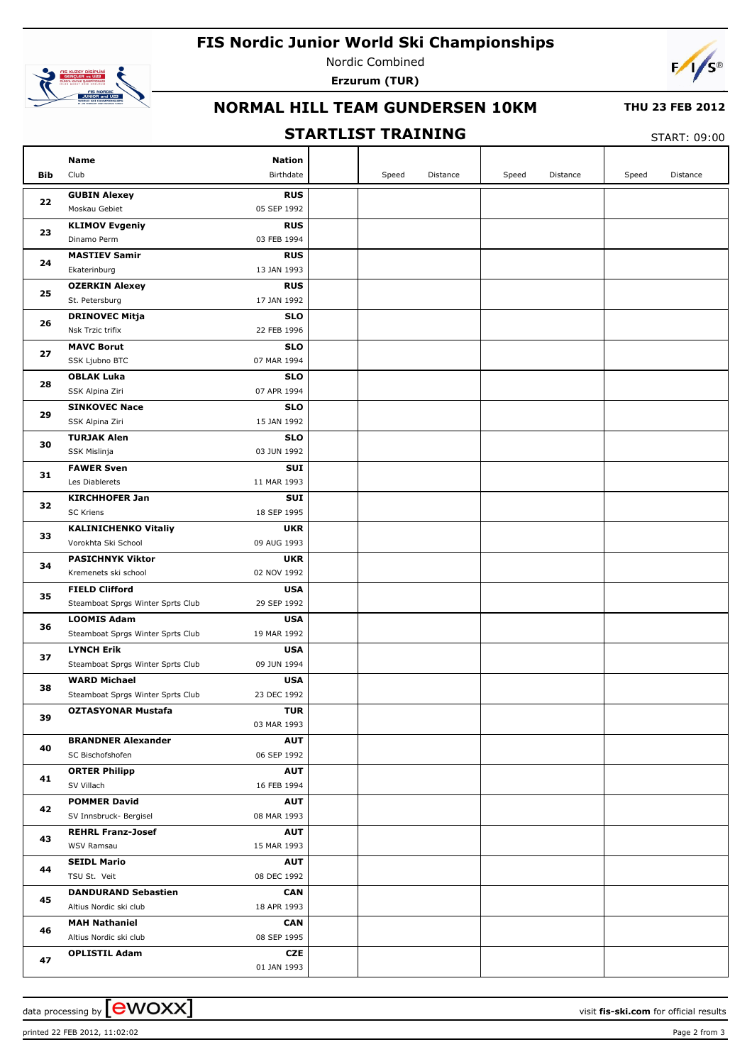# FIS Nordic Junior World Ski Championships

Nordic Combined

**Erzurum (TUR)**

## NORMAL HILL TEAM GUNDERSEN 10KM

**THU 23 FEB 2012**

## STARTLIST TRAINING

START: 09:00

| Bib | Name / Club | Nation / Birthdate | | Speed | Distance | Speed | Distance | Speed | Distance |
|---|---|---|---|---|---|---|---|---|---|
| 22 | **GUBIN Alexey** Moskau Gebiet | **RUS** 05 SEP 1992 | | | | | | | |
| 23 | **KLIMOV Evgeniy** Dinamo Perm | **RUS** 03 FEB 1994 | | | | | | | |
| 24 | **MASTIEV Samir** Ekaterinburg | **RUS** 13 JAN 1993 | | | | | | | |
| 25 | **OZERKIN Alexey** St. Petersburg | **RUS** 17 JAN 1992 | | | | | | | |
| 26 | **DRINOVEC Mitja** Nsk Trzic trifix | **SLO** 22 FEB 1996 | | | | | | | |
| 27 | **MAVC Borut** SSK Ljubno BTC | **SLO** 07 MAR 1994 | | | | | | | |
| 28 | **OBLAK Luka** SSK Alpina Ziri | **SLO** 07 APR 1994 | | | | | | | |
| 29 | **SINKOVEC Nace** SSK Alpina Ziri | **SLO** 15 JAN 1992 | | | | | | | |
| 30 | **TURJAK Alen** SSK Mislinja | **SLO** 03 JUN 1992 | | | | | | | |
| 31 | **FAWER Sven** Les Diablerets | **SUI** 11 MAR 1993 | | | | | | | |
| 32 | **KIRCHHOFER Jan** SC Kriens | **SUI** 18 SEP 1995 | | | | | | | |
| 33 | **KALINICHENKO Vitaliy** Vorokhta Ski School | **UKR** 09 AUG 1993 | | | | | | | |
| 34 | **PASICHNYK Viktor** Kremenets ski school | **UKR** 02 NOV 1992 | | | | | | | |
| 35 | **FIELD Clifford** Steamboat Sprgs Winter Sprts Club | **USA** 29 SEP 1992 | | | | | | | |
| 36 | **LOOMIS Adam** Steamboat Sprgs Winter Sprts Club | **USA** 19 MAR 1992 | | | | | | | |
| 37 | **LYNCH Erik** Steamboat Sprgs Winter Sprts Club | **USA** 09 JUN 1994 | | | | | | | |
| 38 | **WARD Michael** Steamboat Sprgs Winter Sprts Club | **USA** 23 DEC 1992 | | | | | | | |
| 39 | **OZTASYONAR Mustafa** | **TUR** 03 MAR 1993 | | | | | | | |
| 40 | **BRANDNER Alexander** SC Bischofshofen | **AUT** 06 SEP 1992 | | | | | | | |
| 41 | **ORTER Philipp** SV Villach | **AUT** 16 FEB 1994 | | | | | | | |
| 42 | **POMMER David** SV Innsbruck- Bergisel | **AUT** 08 MAR 1993 | | | | | | | |
| 43 | **REHRL Franz-Josef** WSV Ramsau | **AUT** 15 MAR 1993 | | | | | | | |
| 44 | **SEIDL Mario** TSU St. Veit | **AUT** 08 DEC 1992 | | | | | | | |
| 45 | **DANDURAND Sebastien** Altius Nordic ski club | **CAN** 18 APR 1993 | | | | | | | |
| 46 | **MAH Nathaniel** Altius Nordic ski club | **CAN** 08 SEP 1995 | | | | | | | |
| 47 | **OPLISTIL Adam** | **CZE** 01 JAN 1993 | | | | | | | |

data processing by ewoxx — visit **fis-ski.com** for official results

printed 22 FEB 2012, 11:02:02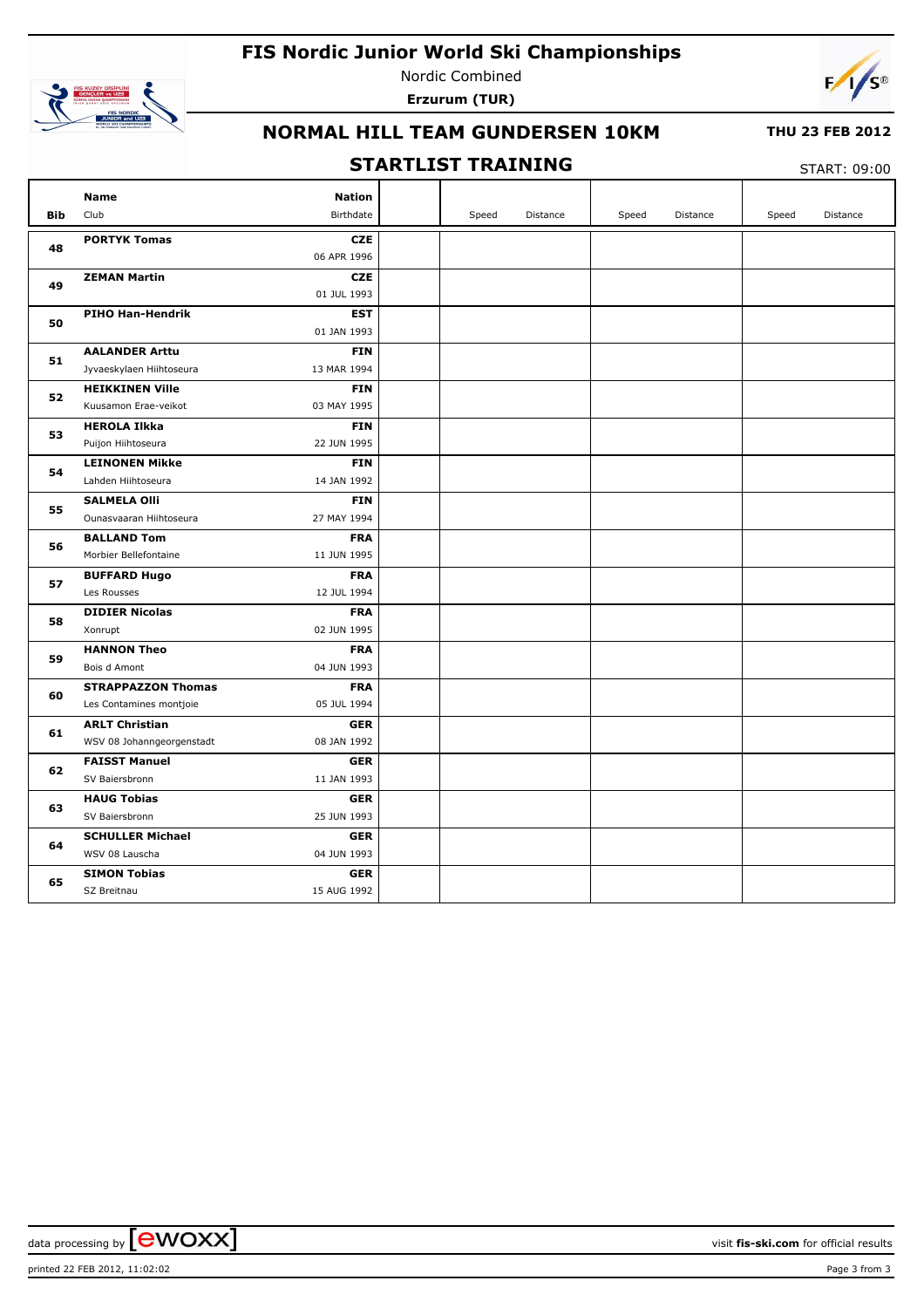# FIS Nordic Junior World Ski Championships

Nordic Combined

**Erzurum (TUR)**

## NORMAL HILL TEAM GUNDERSEN 10KM

**THU 23 FEB 2012**

## STARTLIST TRAINING

START: 09:00

| Bib | Name / Club | Nation / Birthdate | | Speed | Distance | Speed | Distance | Speed | Distance |
|---|---|---|---|---|---|---|---|---|---|
| 48 | **PORTYK Tomas** | **CZE** 06 APR 1996 | | | | | | | |
| 49 | **ZEMAN Martin** | **CZE** 01 JUL 1993 | | | | | | | |
| 50 | **PIHO Han-Hendrik** | **EST** 01 JAN 1993 | | | | | | | |
| 51 | **AALANDER Arttu** Jyvaeskylaen Hiihtoseura | **FIN** 13 MAR 1994 | | | | | | | |
| 52 | **HEIKKINEN Ville** Kuusamon Erae-veikot | **FIN** 03 MAY 1995 | | | | | | | |
| 53 | **HEROLA Ilkka** Puijon Hiihtoseura | **FIN** 22 JUN 1995 | | | | | | | |
| 54 | **LEINONEN Mikke** Lahden Hiihtoseura | **FIN** 14 JAN 1992 | | | | | | | |
| 55 | **SALMELA Olli** Ounasvaaran Hiihtoseura | **FIN** 27 MAY 1994 | | | | | | | |
| 56 | **BALLAND Tom** Morbier Bellefontaine | **FRA** 11 JUN 1995 | | | | | | | |
| 57 | **BUFFARD Hugo** Les Rousses | **FRA** 12 JUL 1994 | | | | | | | |
| 58 | **DIDIER Nicolas** Xonrupt | **FRA** 02 JUN 1995 | | | | | | | |
| 59 | **HANNON Theo** Bois d Amont | **FRA** 04 JUN 1993 | | | | | | | |
| 60 | **STRAPPAZZON Thomas** Les Contamines montjoie | **FRA** 05 JUL 1994 | | | | | | | |
| 61 | **ARLT Christian** WSV 08 Johanngeorgenstadt | **GER** 08 JAN 1992 | | | | | | | |
| 62 | **FAISST Manuel** SV Baiersbronn | **GER** 11 JAN 1993 | | | | | | | |
| 63 | **HAUG Tobias** SV Baiersbronn | **GER** 25 JUN 1993 | | | | | | | |
| 64 | **SCHULLER Michael** WSV 08 Lauscha | **GER** 04 JUN 1993 | | | | | | | |
| 65 | **SIMON Tobias** SZ Breitnau | **GER** 15 AUG 1992 | | | | | | | |

data processing by ewoxx — visit fis-ski.com for official results

printed 22 FEB 2012, 11:02:02